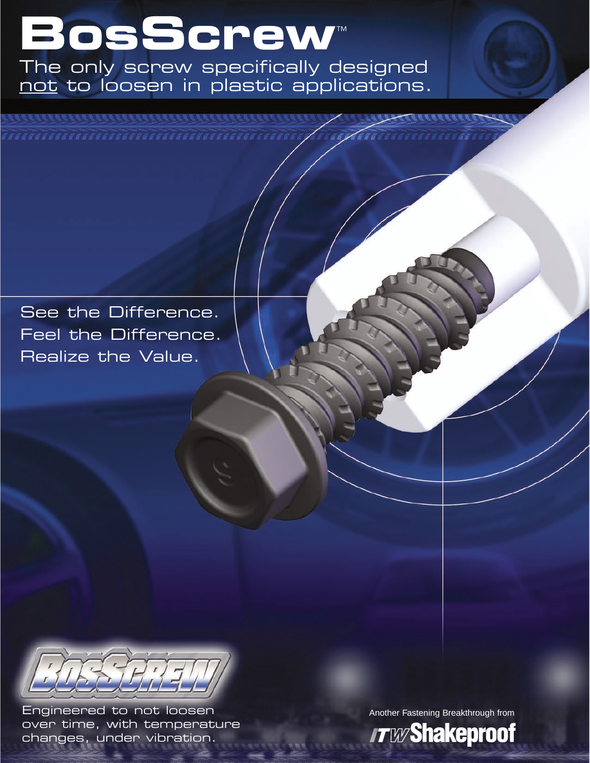# BosScrew™

The only screw specifically designed not to loosen in plastic applications.

See the Difference.
Feel the Difference.
Realize the Value.

BOSSCREW

Engineered to not loosen over time, with temperature changes, under vibration.

Another Fastening Breakthrough from

ITW Shakeproof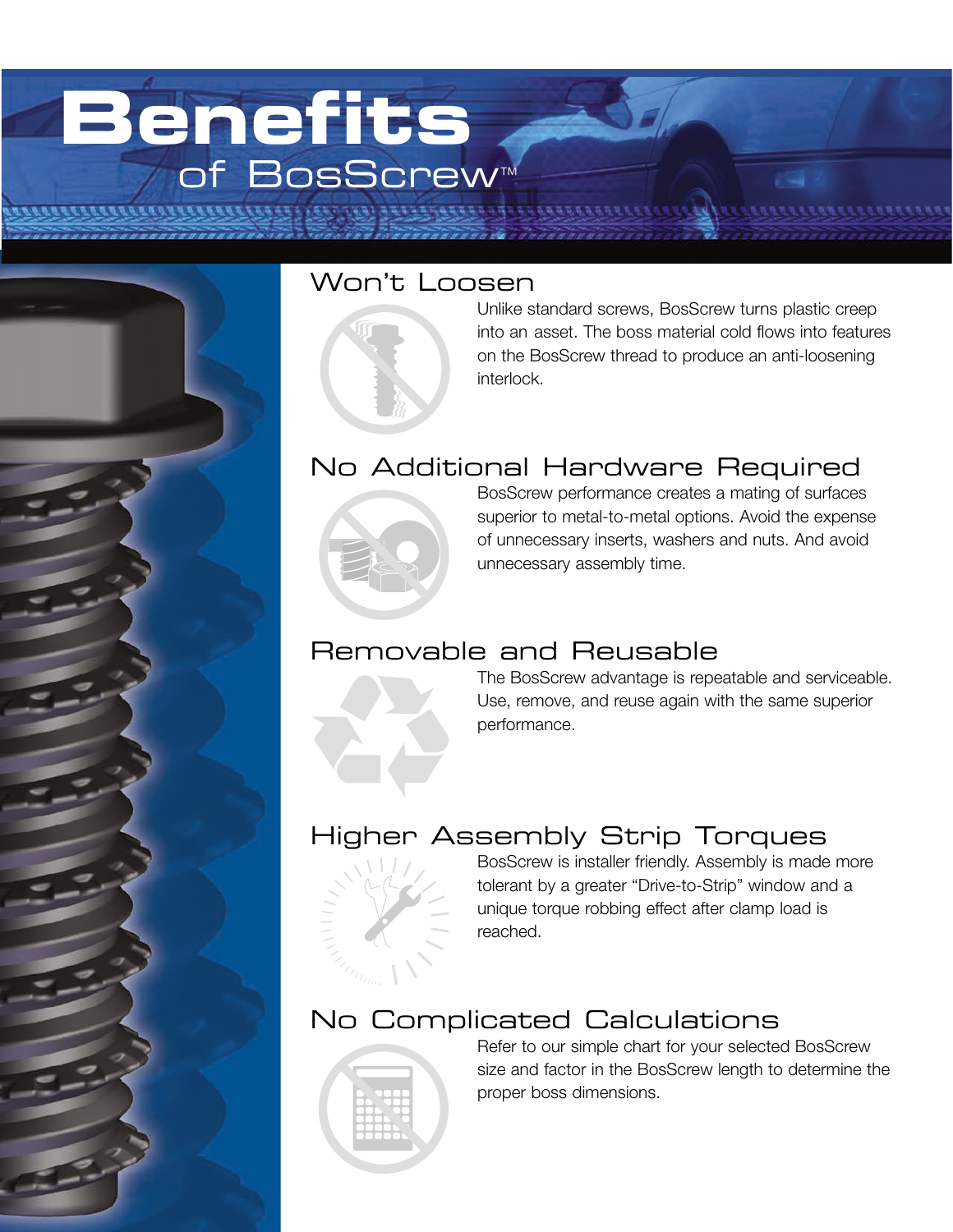# Benefits

## of BosScrew™

### Won't Loosen

Unlike standard screws, BosScrew turns plastic creep into an asset. The boss material cold flows into features on the BosScrew thread to produce an anti-loosening interlock.

### No Additional Hardware Required

BosScrew performance creates a mating of surfaces superior to metal-to-metal options. Avoid the expense of unnecessary inserts, washers and nuts. And avoid unnecessary assembly time.

### Removable and Reusable

The BosScrew advantage is repeatable and serviceable. Use, remove, and reuse again with the same superior performance.

### Higher Assembly Strip Torques

BosScrew is installer friendly. Assembly is made more tolerant by a greater "Drive-to-Strip" window and a unique torque robbing effect after clamp load is reached.

### No Complicated Calculations

Refer to our simple chart for your selected BosScrew size and factor in the BosScrew length to determine the proper boss dimensions.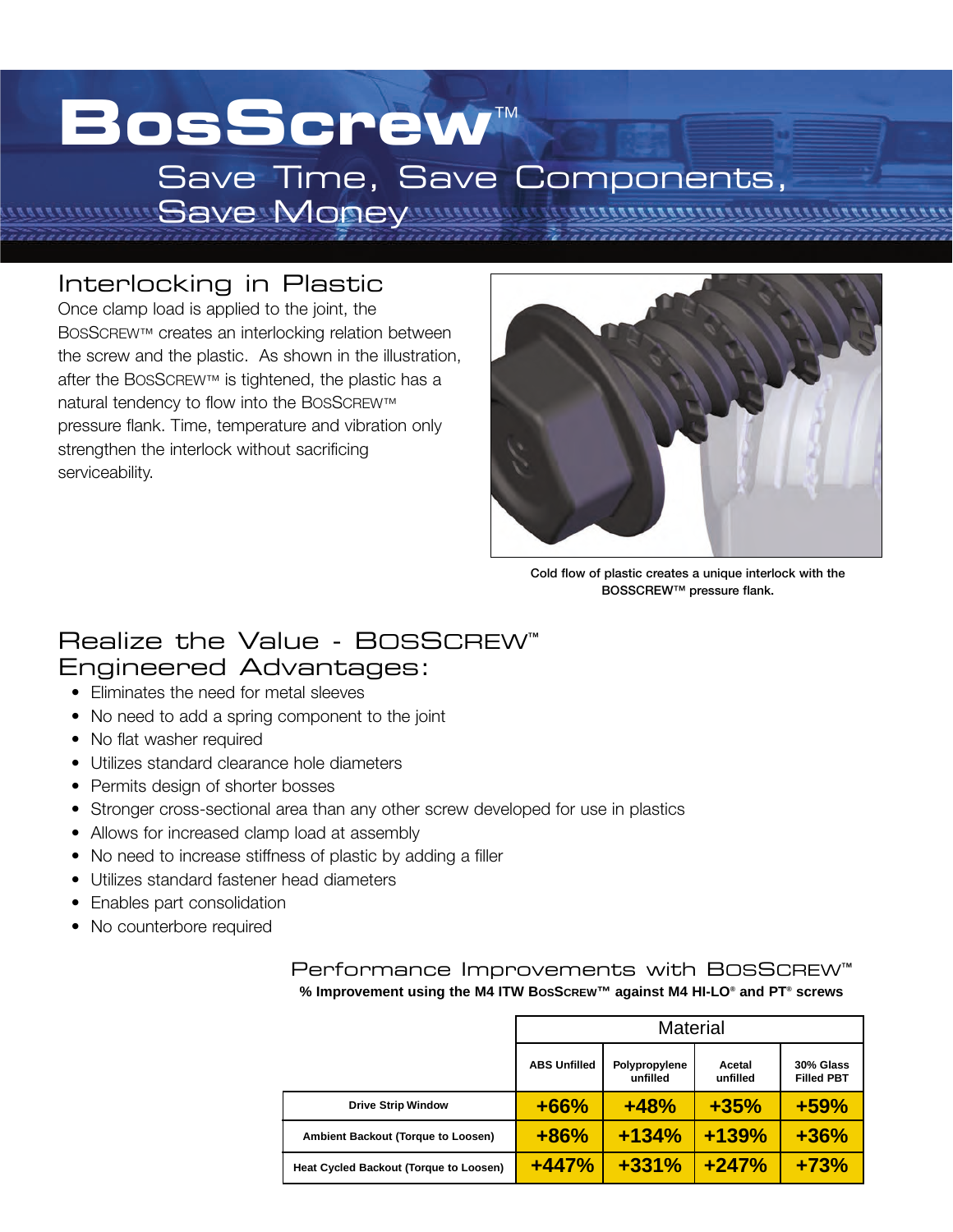# BosScrew™

## Save Time, Save Components, Save Money

## Interlocking in Plastic

Once clamp load is applied to the joint, the BosScrew™ creates an interlocking relation between the screw and the plastic. As shown in the illustration, after the BosScrew™ is tightened, the plastic has a natural tendency to flow into the BosScrew™ pressure flank. Time, temperature and vibration only strengthen the interlock without sacrificing serviceability.

**Cold flow of plastic creates a unique interlock with the BOSSCREW™ pressure flank.**

## Realize the Value - BosScrew™ Engineered Advantages:

- Eliminates the need for metal sleeves
- No need to add a spring component to the joint
- No flat washer required
- Utilizes standard clearance hole diameters
- Permits design of shorter bosses
- Stronger cross-sectional area than any other screw developed for use in plastics
- Allows for increased clamp load at assembly
- No need to increase stiffness of plastic by adding a filler
- Utilizes standard fastener head diameters
- Enables part consolidation
- No counterbore required

## Performance Improvements with BosScrew™

**% Improvement using the M4 ITW BosScrew™ against M4 HI-LO® and PT® screws**

| | Material | | | |
|---|---|---|---|---|
| | ABS Unfilled | Polypropylene unfilled | Acetal unfilled | 30% Glass Filled PBT |
| Drive Strip Window | +66% | +48% | +35% | +59% |
| Ambient Backout (Torque to Loosen) | +86% | +134% | +139% | +36% |
| Heat Cycled Backout (Torque to Loosen) | +447% | +331% | +247% | +73% |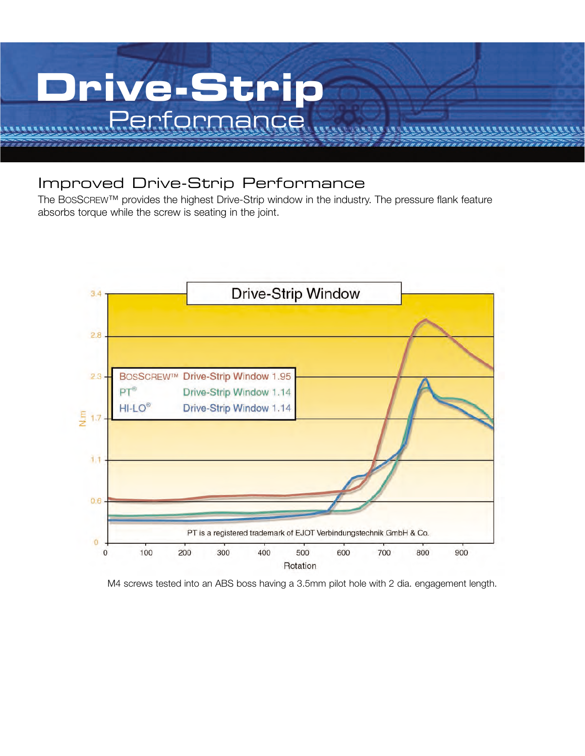# Drive-Strip

## Performance

### Improved Drive-Strip Performance

The BosScrew™ provides the highest Drive-Strip window in the industry. The pressure flank feature absorbs torque while the screw is seating in the joint.

**Drive-Strip Window**

| Screw | Drive-Strip Window |
| --- | --- |
| BosScrew™ | 1.95 |
| PT® | 1.14 |
| HI-LO® | 1.14 |

PT is a registered trademark of EJOT Verbindungstechnik GmbH & Co.

M4 screws tested into an ABS boss having a 3.5mm pilot hole with 2 dia. engagement length.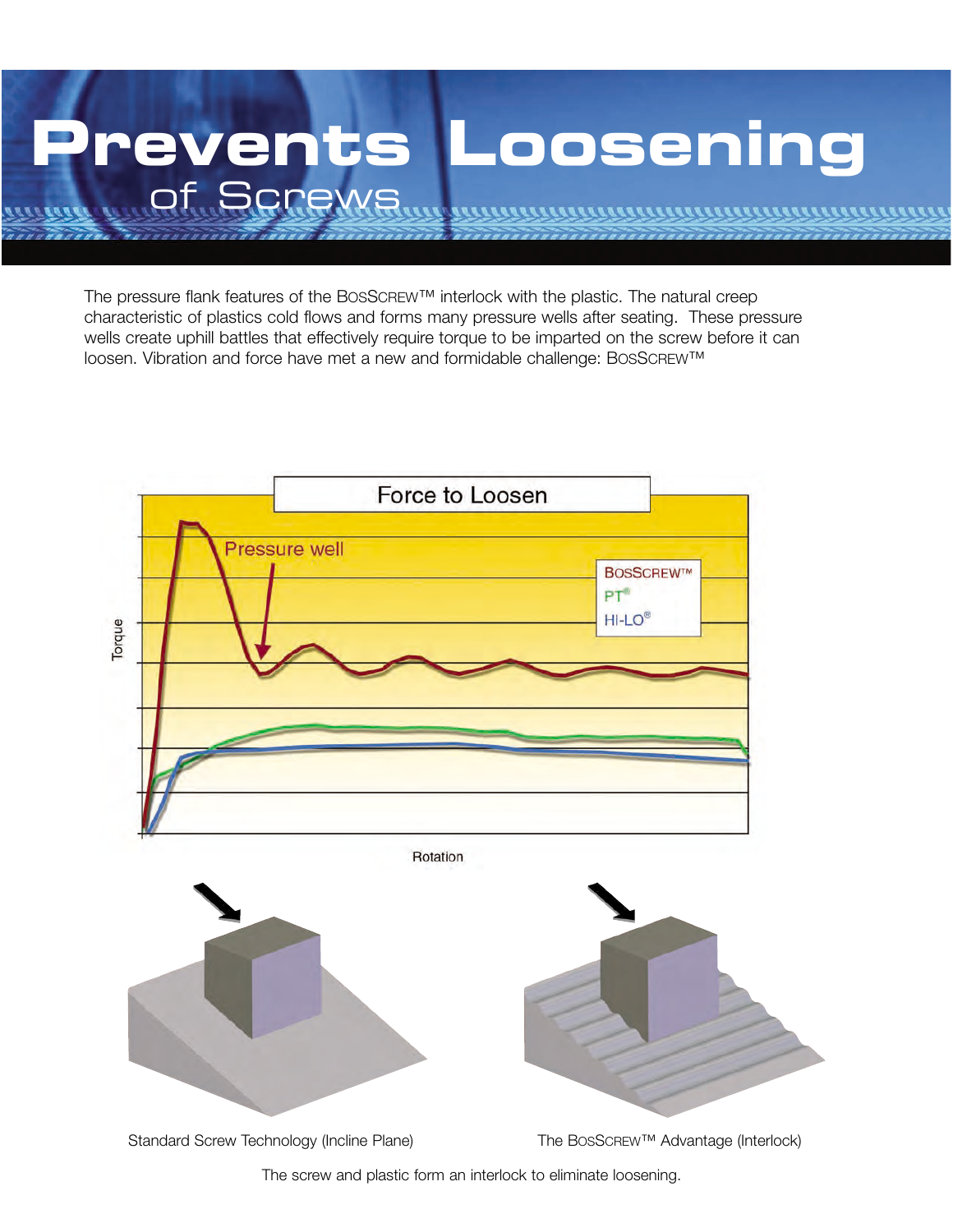# Prevents Loosening

## of Screws

The pressure flank features of the BosScrew™ interlock with the plastic. The natural creep characteristic of plastics cold flows and forms many pressure wells after seating. These pressure wells create uphill battles that effectively require torque to be imparted on the screw before it can loosen. Vibration and force have met a new and formidable challenge: BosScrew™

Force to Loosen

Pressure well

BosScrew™
PT®
HI-LO®

Torque

Rotation

Standard Screw Technology (Incline Plane)

The BosScrew™ Advantage (Interlock)

The screw and plastic form an interlock to eliminate loosening.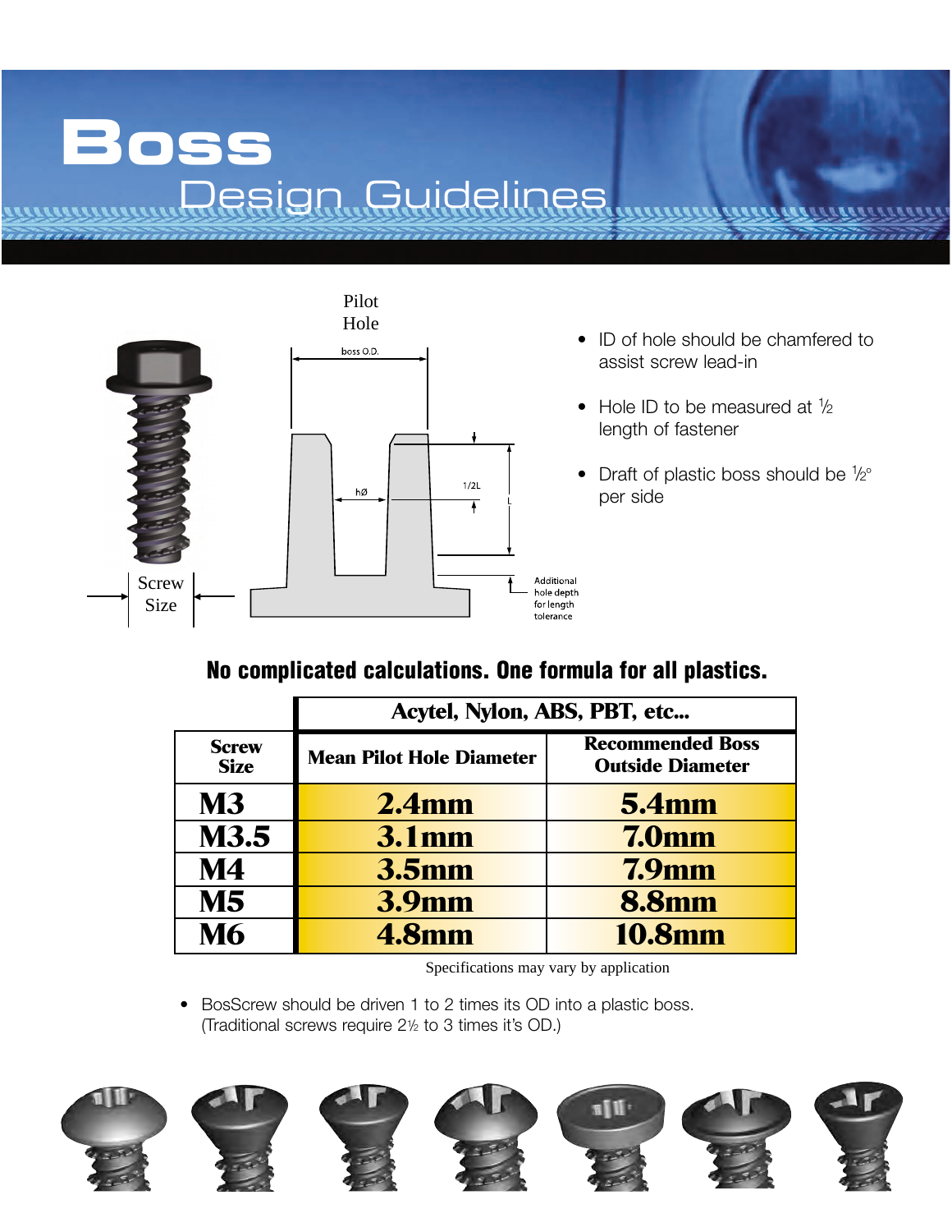# Boss

## Design Guidelines

Pilot Hole

boss O.D.

hø

1/2L

L

Additional hole depth for length tolerance

Screw Size

- ID of hole should be chamfered to assist screw lead-in
- Hole ID to be measured at ½ length of fastener
- Draft of plastic boss should be ½° per side

### No complicated calculations. One formula for all plastics.

| | Acytel, Nylon, ABS, PBT, etc... | |
|---|---|---|
| **Screw Size** | **Mean Pilot Hole Diameter** | **Recommended Boss Outside Diameter** |
| **M3** | **2.4mm** | **5.4mm** |
| **M3.5** | **3.1mm** | **7.0mm** |
| **M4** | **3.5mm** | **7.9mm** |
| **M5** | **3.9mm** | **8.8mm** |
| **M6** | **4.8mm** | **10.8mm** |

Specifications may vary by application

- BosScrew should be driven 1 to 2 times its OD into a plastic boss. (Traditional screws require 2½ to 3 times it's OD.)